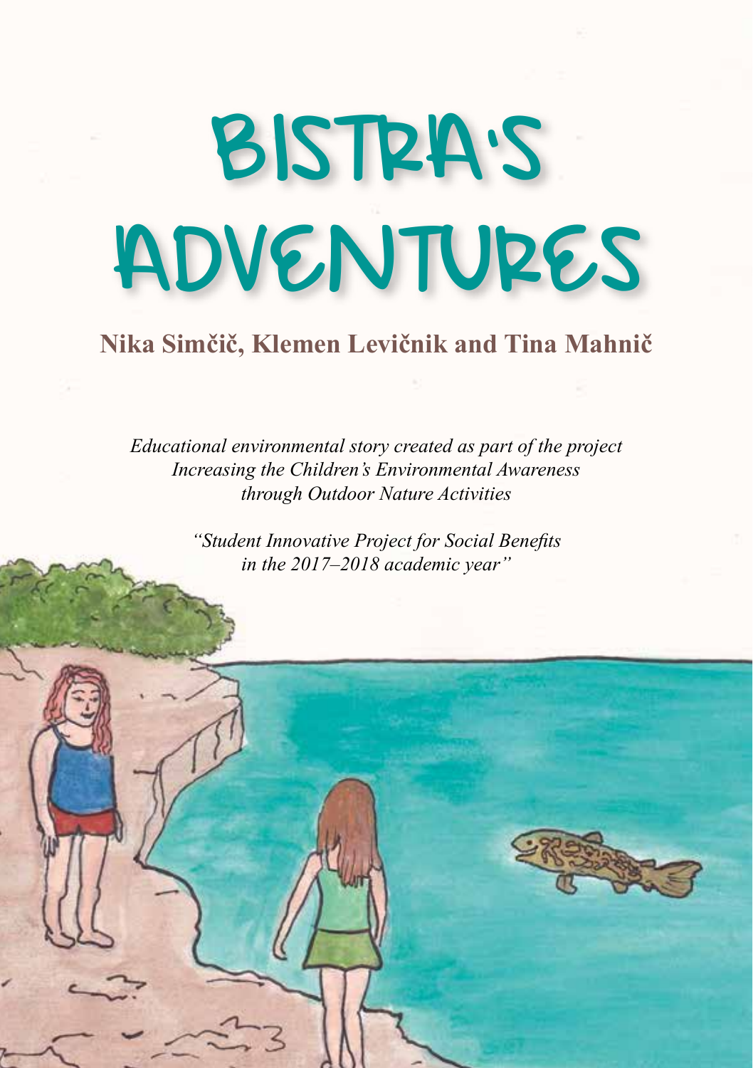# BISTRA'S ADVENTURES

**Nika Simčič, Klemen Levičnik and Tina Mahnič**

*Educational environmental story created as part of the project*
*Increasing the Children's Environmental Awareness*
*through Outdoor Nature Activities*

*"Student Innovative Project for Social Benefits*
*in the 2017–2018 academic year"*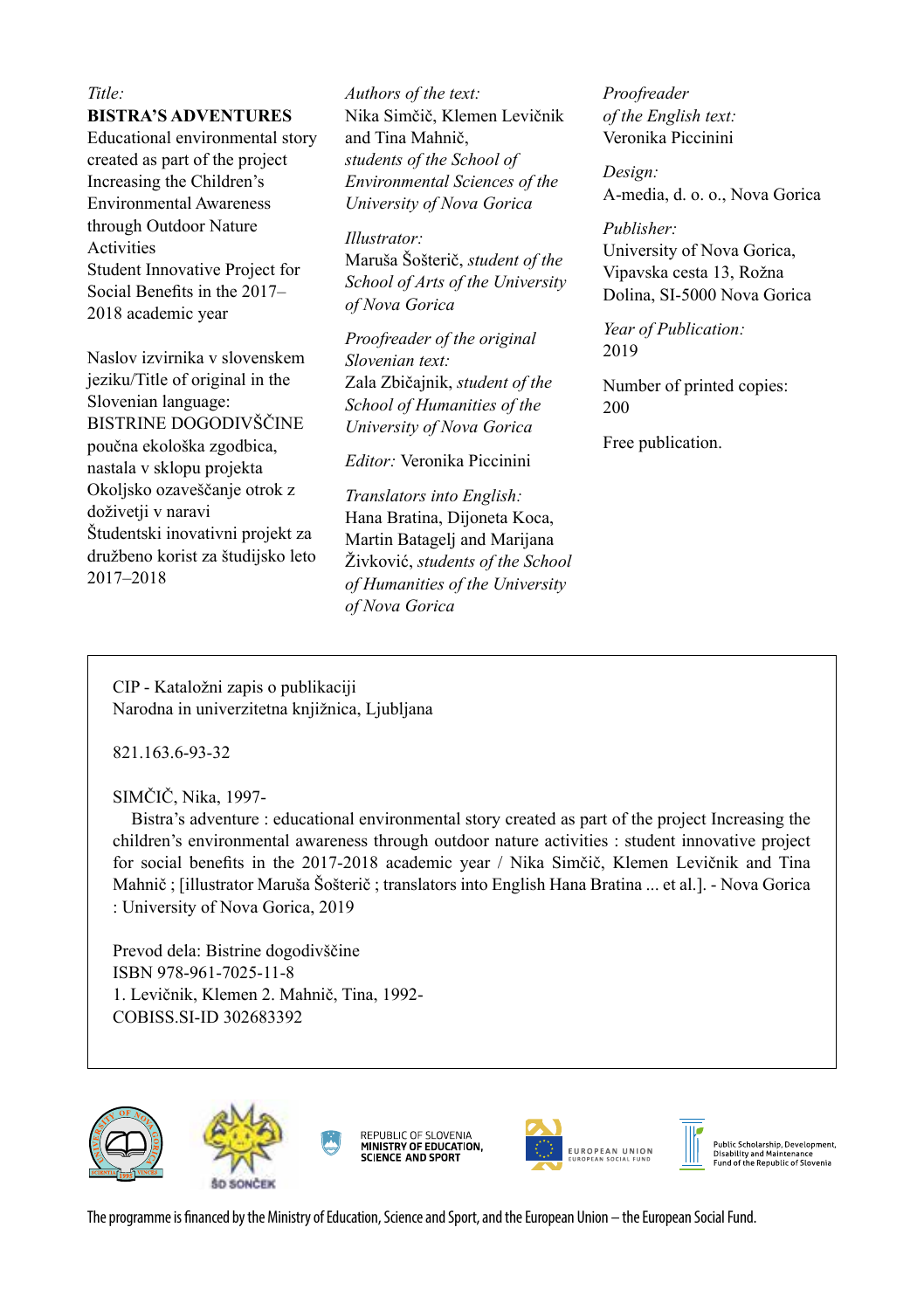*Title:*
**BISTRA'S ADVENTURES**
Educational environmental story created as part of the project Increasing the Children's Environmental Awareness through Outdoor Nature Activities
Student Innovative Project for Social Benefits in the 2017–2018 academic year

Naslov izvirnika v slovenskem jeziku/Title of original in the Slovenian language:
BISTRINE DOGODIVŠČINE
poučna ekološka zgodbica, nastala v sklopu projekta Okoljsko ozaveščanje otrok z doživetji v naravi
Študentski inovativni projekt za družbeno korist za študijsko leto 2017–2018

*Authors of the text:*
Nika Simčič, Klemen Levičnik and Tina Mahnič, *students of the School of Environmental Sciences of the University of Nova Gorica*

*Illustrator:*
Maruša Šošterič, *student of the School of Arts of the University of Nova Gorica*

*Proofreader of the original Slovenian text:*
Zala Zbičajnik, *student of the School of Humanities of the University of Nova Gorica*

*Editor:* Veronika Piccinini

*Translators into English:*
Hana Bratina, Dijoneta Koca, Martin Batagelj and Marijana Živković, *students of the School of Humanities of the University of Nova Gorica*

*Proofreader of the English text:*
Veronika Piccinini

*Design:*
A-media, d. o. o., Nova Gorica

*Publisher:*
University of Nova Gorica, Vipavska cesta 13, Rožna Dolina, SI-5000 Nova Gorica

*Year of Publication:*
2019

Number of printed copies:
200

Free publication.

CIP - Kataložni zapis o publikaciji
Narodna in univerzitetna knjižnica, Ljubljana

821.163.6-93-32

SIMČIČ, Nika, 1997-

Bistra's adventure : educational environmental story created as part of the project Increasing the children's environmental awareness through outdoor nature activities : student innovative project for social benefits in the 2017-2018 academic year / Nika Simčič, Klemen Levičnik and Tina Mahnič ; [illustrator Maruša Šošterič ; translators into English Hana Bratina ... et al.]. - Nova Gorica : University of Nova Gorica, 2019

Prevod dela: Bistrine dogodivščine
ISBN 978-961-7025-11-8
1. Levičnik, Klemen 2. Mahnič, Tina, 1992-
COBISS.SI-ID 302683392

ŠD SONČEK

REPUBLIC OF SLOVENIA
MINISTRY OF EDUCATION, SCIENCE AND SPORT

EUROPEAN UNION
EUROPEAN SOCIAL FUND

Public Scholarship, Development, Disability and Maintenance Fund of the Republic of Slovenia

The programme is financed by the Ministry of Education, Science and Sport, and the European Union – the European Social Fund.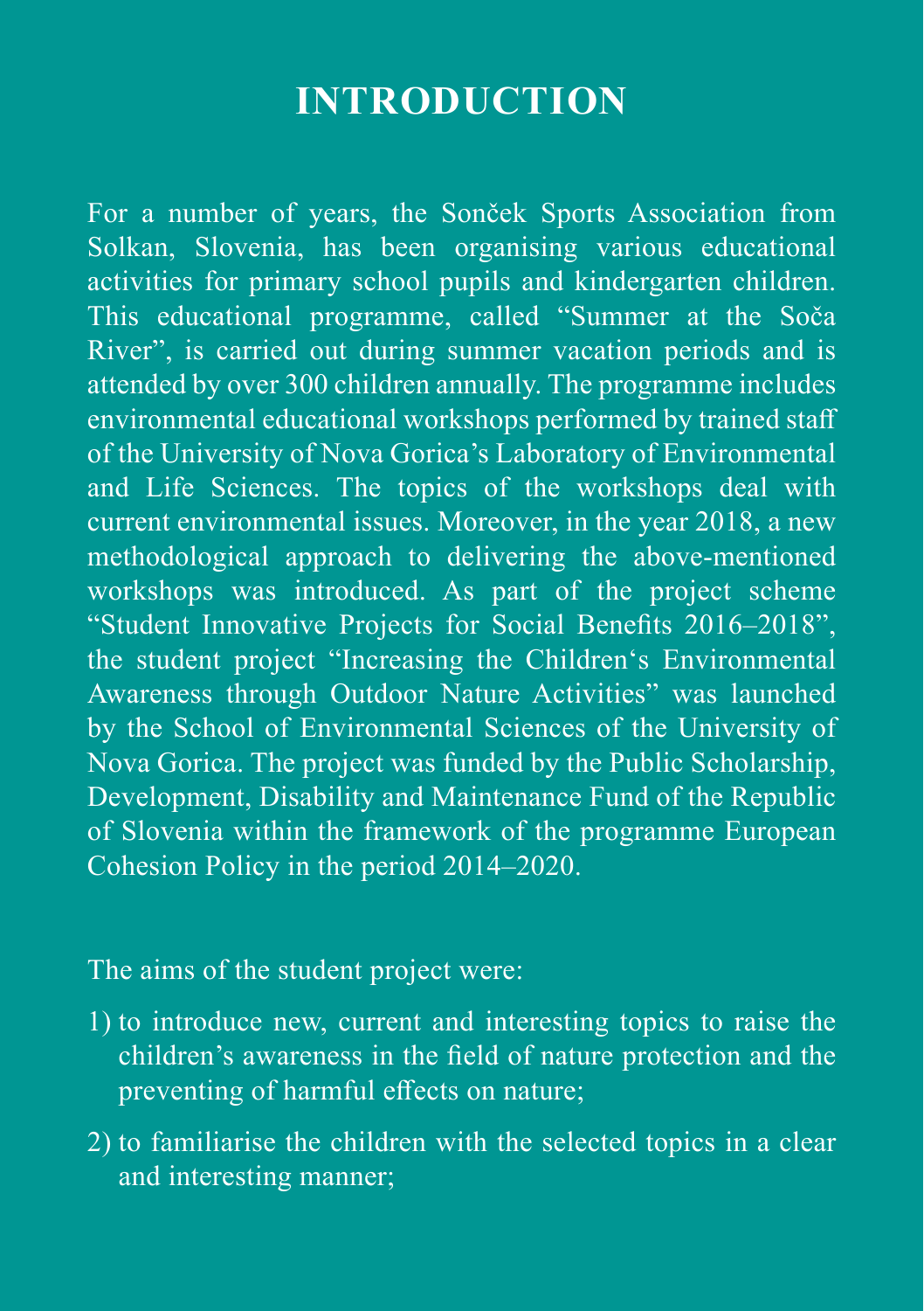# INTRODUCTION

For a number of years, the Sonček Sports Association from Solkan, Slovenia, has been organising various educational activities for primary school pupils and kindergarten children. This educational programme, called "Summer at the Soča River", is carried out during summer vacation periods and is attended by over 300 children annually. The programme includes environmental educational workshops performed by trained staff of the University of Nova Gorica's Laboratory of Environmental and Life Sciences. The topics of the workshops deal with current environmental issues. Moreover, in the year 2018, a new methodological approach to delivering the above-mentioned workshops was introduced. As part of the project scheme "Student Innovative Projects for Social Benefits 2016–2018", the student project "Increasing the Children's Environmental Awareness through Outdoor Nature Activities" was launched by the School of Environmental Sciences of the University of Nova Gorica. The project was funded by the Public Scholarship, Development, Disability and Maintenance Fund of the Republic of Slovenia within the framework of the programme European Cohesion Policy in the period 2014–2020.

The aims of the student project were:

1) to introduce new, current and interesting topics to raise the children's awareness in the field of nature protection and the preventing of harmful effects on nature;
2) to familiarise the children with the selected topics in a clear and interesting manner;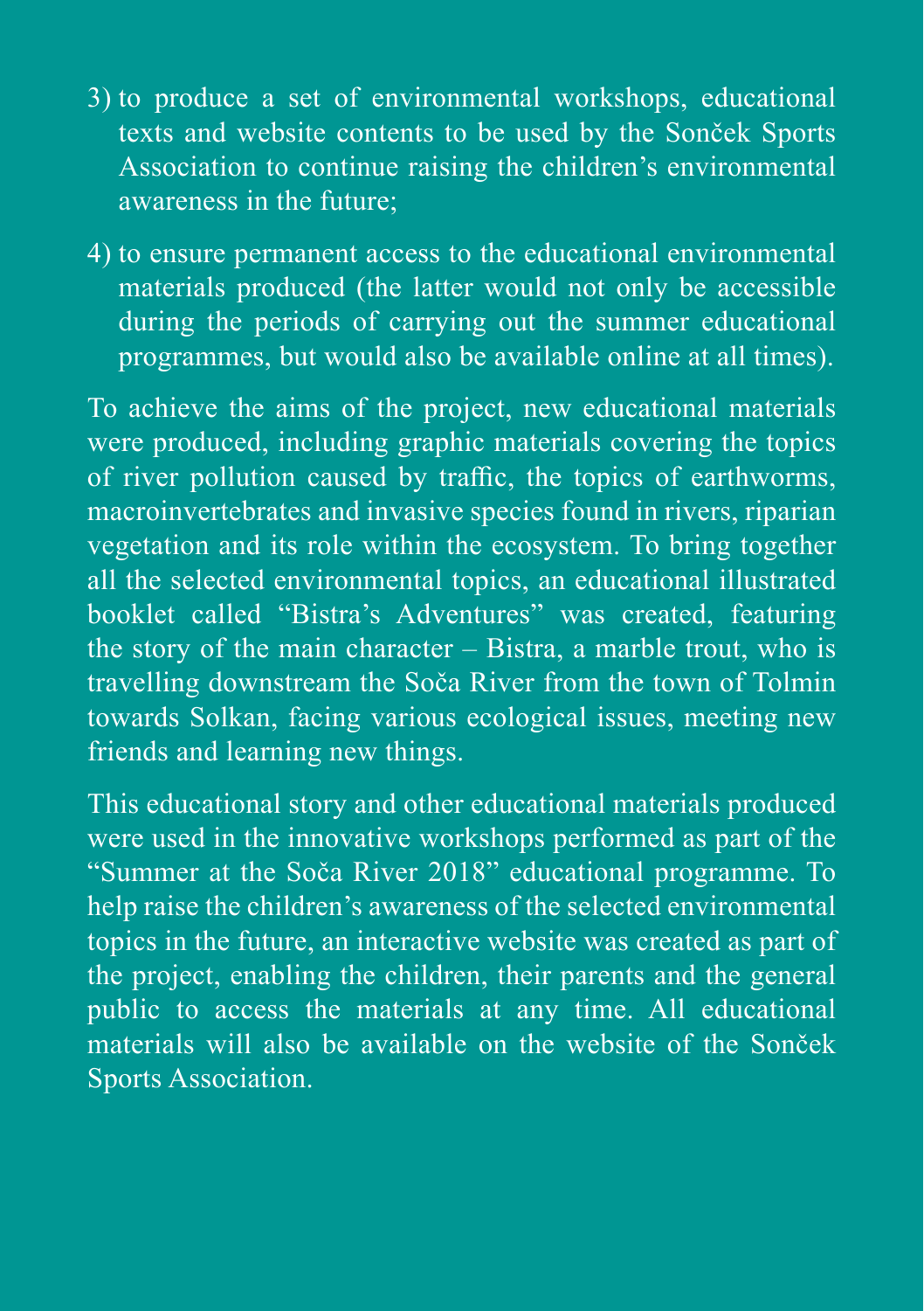3) to produce a set of environmental workshops, educational texts and website contents to be used by the Sonček Sports Association to continue raising the children's environmental awareness in the future;

4) to ensure permanent access to the educational environmental materials produced (the latter would not only be accessible during the periods of carrying out the summer educational programmes, but would also be available online at all times).

To achieve the aims of the project, new educational materials were produced, including graphic materials covering the topics of river pollution caused by traffic, the topics of earthworms, macroinvertebrates and invasive species found in rivers, riparian vegetation and its role within the ecosystem. To bring together all the selected environmental topics, an educational illustrated booklet called "Bistra's Adventures" was created, featuring the story of the main character – Bistra, a marble trout, who is travelling downstream the Soča River from the town of Tolmin towards Solkan, facing various ecological issues, meeting new friends and learning new things.

This educational story and other educational materials produced were used in the innovative workshops performed as part of the "Summer at the Soča River 2018" educational programme. To help raise the children's awareness of the selected environmental topics in the future, an interactive website was created as part of the project, enabling the children, their parents and the general public to access the materials at any time. All educational materials will also be available on the website of the Sonček Sports Association.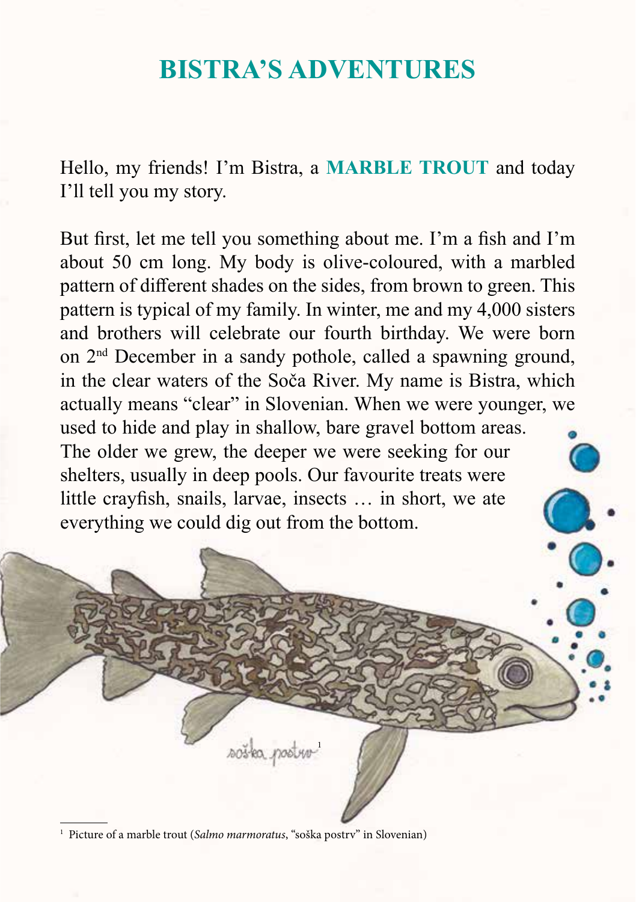# BISTRA'S ADVENTURES

Hello, my friends! I'm Bistra, a **MARBLE TROUT** and today I'll tell you my story.

But first, let me tell you something about me. I'm a fish and I'm about 50 cm long. My body is olive-coloured, with a marbled pattern of different shades on the sides, from brown to green. This pattern is typical of my family. In winter, me and my 4,000 sisters and brothers will celebrate our fourth birthday. We were born on 2nd December in a sandy pothole, called a spawning ground, in the clear waters of the Soča River. My name is Bistra, which actually means "clear" in Slovenian. When we were younger, we used to hide and play in shallow, bare gravel bottom areas. The older we grew, the deeper we were seeking for our shelters, usually in deep pools. Our favourite treats were little crayfish, snails, larvae, insects … in short, we ate everything we could dig out from the bottom.

soška postrv[1]

[1] Picture of a marble trout (*Salmo marmoratus*, "soška postrv" in Slovenian)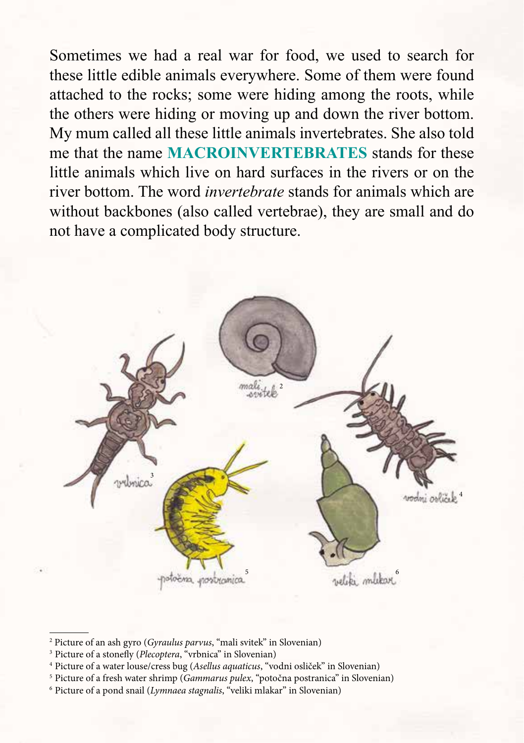Sometimes we had a real war for food, we used to search for these little edible animals everywhere. Some of them were found attached to the rocks; some were hiding among the roots, while the others were hiding or moving up and down the river bottom. My mum called all these little animals invertebrates. She also told me that the name **MACROINVERTEBRATES** stands for these little animals which live on hard surfaces in the rivers or on the river bottom. The word *invertebrate* stands for animals which are without backbones (also called vertebrae), they are small and do not have a complicated body structure.

mali svitek[2]

vrbnica[3]

vodni osliček[4]

potočna postranica[5]

veliki mlakar[6]

---

[2] Picture of an ash gyro (*Gyraulus parvus*, "mali svitek" in Slovenian)

[3] Picture of a stonefly (*Plecoptera*, "vrbnica" in Slovenian)

[4] Picture of a water louse/cress bug (*Asellus aquaticus*, "vodni osliček" in Slovenian)

[5] Picture of a fresh water shrimp (*Gammarus pulex*, "potočna postranica" in Slovenian)

[6] Picture of a pond snail (*Lymnaea stagnalis*, "veliki mlakar" in Slovenian)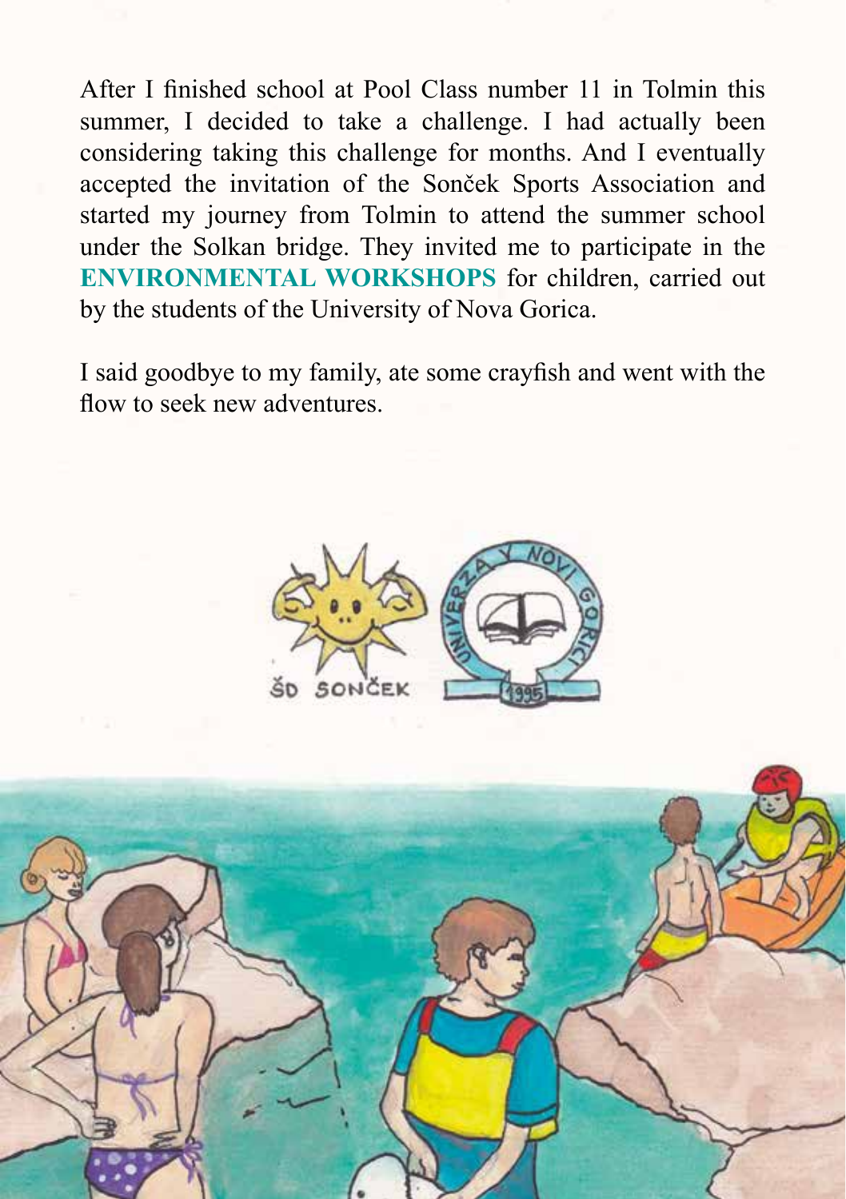After I finished school at Pool Class number 11 in Tolmin this summer, I decided to take a challenge. I had actually been considering taking this challenge for months. And I eventually accepted the invitation of the Sonček Sports Association and started my journey from Tolmin to attend the summer school under the Solkan bridge. They invited me to participate in the **ENVIRONMENTAL WORKSHOPS** for children, carried out by the students of the University of Nova Gorica.

I said goodbye to my family, ate some crayfish and went with the flow to seek new adventures.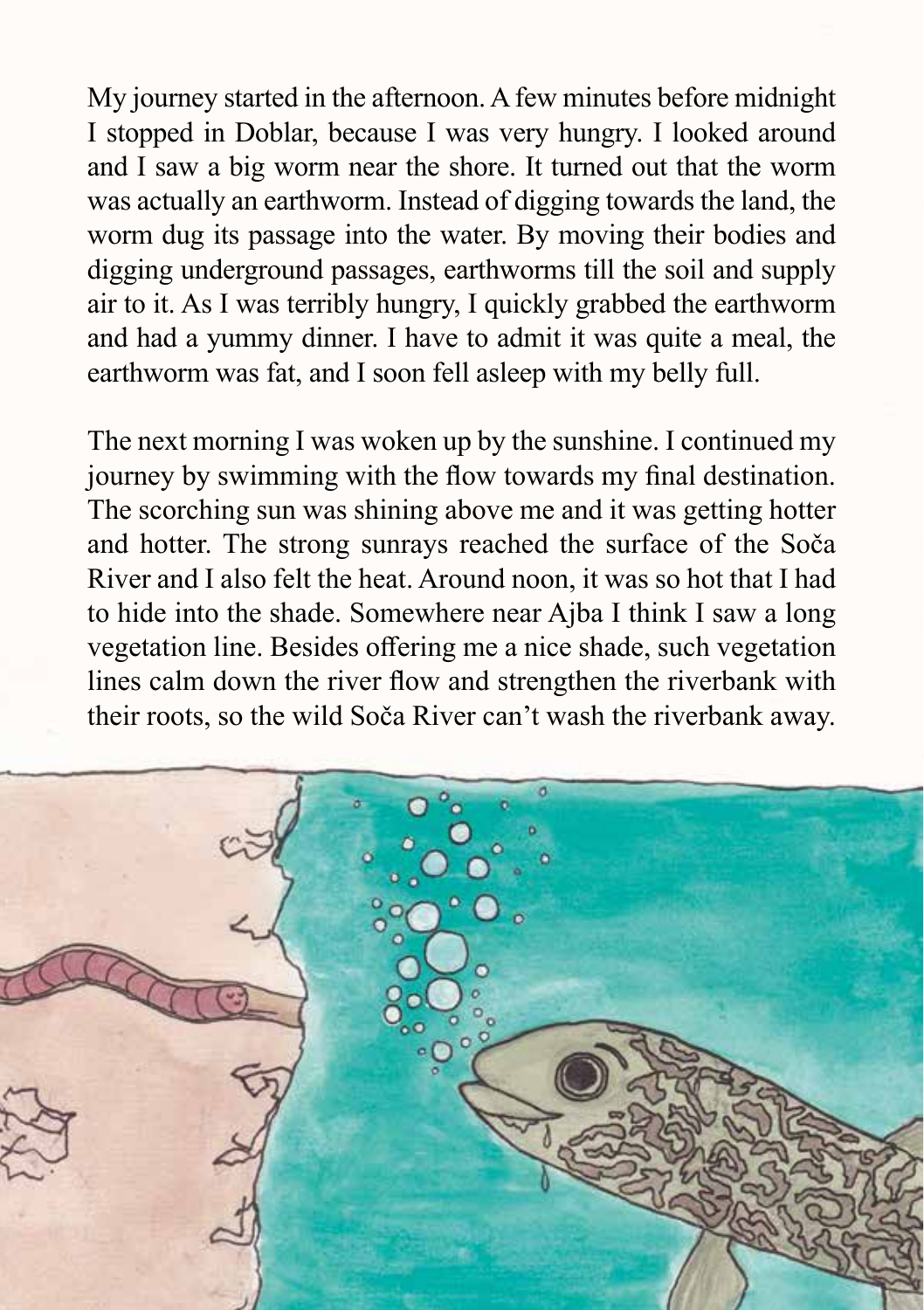My journey started in the afternoon. A few minutes before midnight I stopped in Doblar, because I was very hungry. I looked around and I saw a big worm near the shore. It turned out that the worm was actually an earthworm. Instead of digging towards the land, the worm dug its passage into the water. By moving their bodies and digging underground passages, earthworms till the soil and supply air to it. As I was terribly hungry, I quickly grabbed the earthworm and had a yummy dinner. I have to admit it was quite a meal, the earthworm was fat, and I soon fell asleep with my belly full.

The next morning I was woken up by the sunshine. I continued my journey by swimming with the flow towards my final destination. The scorching sun was shining above me and it was getting hotter and hotter. The strong sunrays reached the surface of the Soča River and I also felt the heat. Around noon, it was so hot that I had to hide into the shade. Somewhere near Ajba I think I saw a long vegetation line. Besides offering me a nice shade, such vegetation lines calm down the river flow and strengthen the riverbank with their roots, so the wild Soča River can't wash the riverbank away.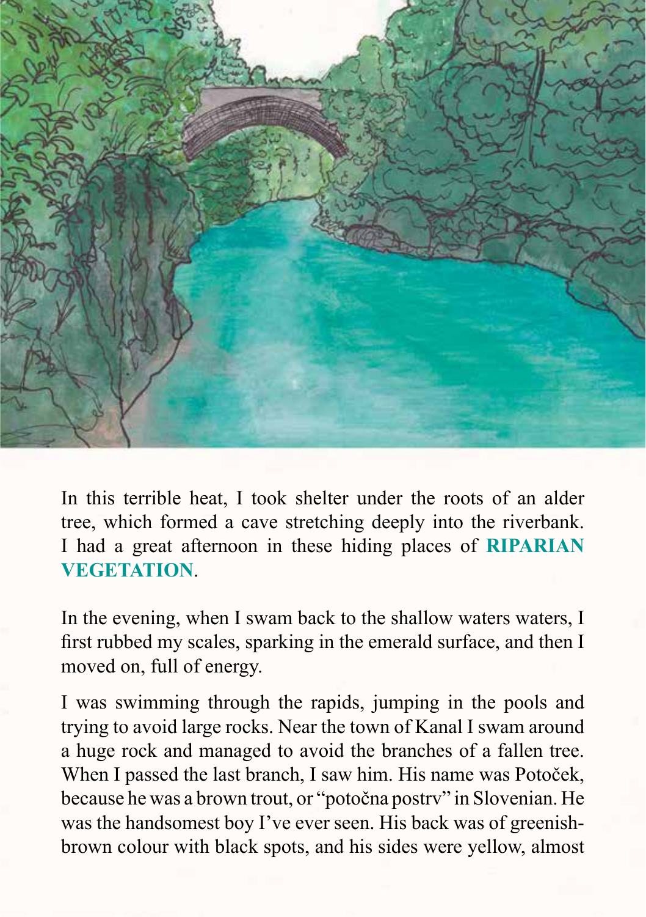In this terrible heat, I took shelter under the roots of an alder tree, which formed a cave stretching deeply into the riverbank. I had a great afternoon in these hiding places of **RIPARIAN VEGETATION**.

In the evening, when I swam back to the shallow waters waters, I first rubbed my scales, sparking in the emerald surface, and then I moved on, full of energy.

I was swimming through the rapids, jumping in the pools and trying to avoid large rocks. Near the town of Kanal I swam around a huge rock and managed to avoid the branches of a fallen tree. When I passed the last branch, I saw him. His name was Potoček, because he was a brown trout, or "potočna postrv" in Slovenian. He was the handsomest boy I've ever seen. His back was of greenish-brown colour with black spots, and his sides were yellow, almost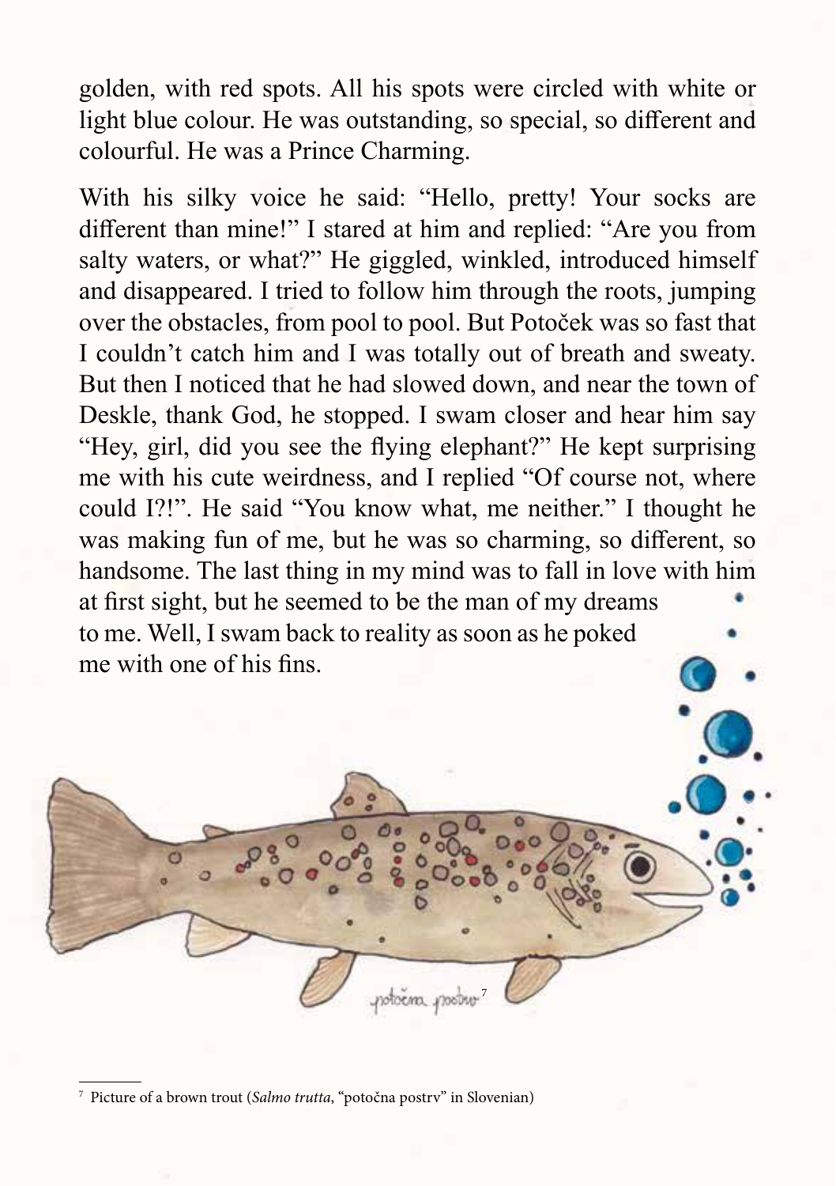golden, with red spots. All his spots were circled with white or light blue colour. He was outstanding, so special, so different and colourful. He was a Prince Charming.

With his silky voice he said: "Hello, pretty! Your socks are different than mine!" I stared at him and replied: "Are you from salty waters, or what?" He giggled, winkled, introduced himself and disappeared. I tried to follow him through the roots, jumping over the obstacles, from pool to pool. But Potoček was so fast that I couldn't catch him and I was totally out of breath and sweaty. But then I noticed that he had slowed down, and near the town of Deskle, thank God, he stopped. I swam closer and hear him say "Hey, girl, did you see the flying elephant?" He kept surprising me with his cute weirdness, and I replied "Of course not, where could I?!". He said "You know what, me neither." I thought he was making fun of me, but he was so charming, so different, so handsome. The last thing in my mind was to fall in love with him at first sight, but he seemed to be the man of my dreams to me. Well, I swam back to reality as soon as he poked me with one of his fins.

potočna postrv[7]

[7] Picture of a brown trout (*Salmo trutta*, "potočna postrv" in Slovenian)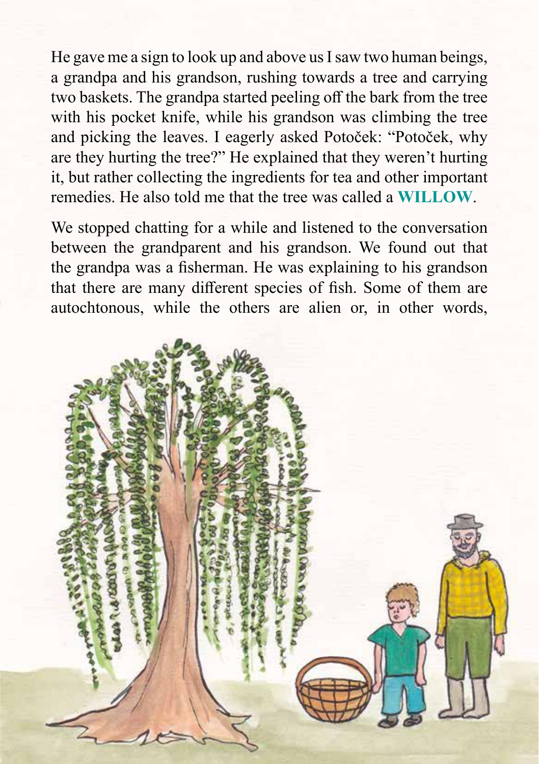He gave me a sign to look up and above us I saw two human beings, a grandpa and his grandson, rushing towards a tree and carrying two baskets. The grandpa started peeling off the bark from the tree with his pocket knife, while his grandson was climbing the tree and picking the leaves. I eagerly asked Potoček: "Potoček, why are they hurting the tree?" He explained that they weren't hurting it, but rather collecting the ingredients for tea and other important remedies. He also told me that the tree was called a **WILLOW**.

We stopped chatting for a while and listened to the conversation between the grandparent and his grandson. We found out that the grandpa was a fisherman. He was explaining to his grandson that there are many different species of fish. Some of them are autochtonous, while the others are alien or, in other words,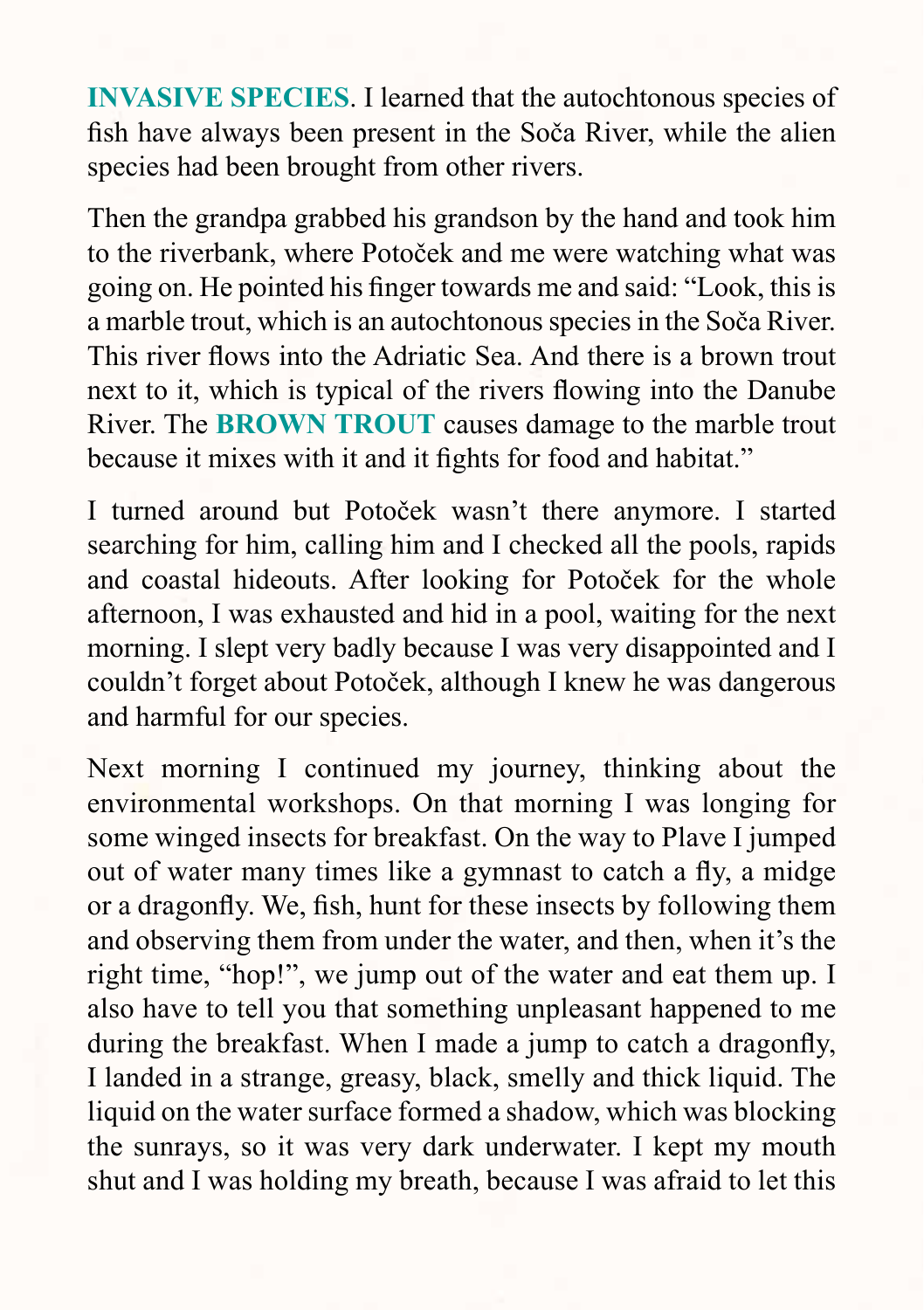**INVASIVE SPECIES**. I learned that the autochtonous species of fish have always been present in the Soča River, while the alien species had been brought from other rivers.

Then the grandpa grabbed his grandson by the hand and took him to the riverbank, where Potoček and me were watching what was going on. He pointed his finger towards me and said: "Look, this is a marble trout, which is an autochtonous species in the Soča River. This river flows into the Adriatic Sea. And there is a brown trout next to it, which is typical of the rivers flowing into the Danube River. The **BROWN TROUT** causes damage to the marble trout because it mixes with it and it fights for food and habitat."

I turned around but Potoček wasn't there anymore. I started searching for him, calling him and I checked all the pools, rapids and coastal hideouts. After looking for Potoček for the whole afternoon, I was exhausted and hid in a pool, waiting for the next morning. I slept very badly because I was very disappointed and I couldn't forget about Potoček, although I knew he was dangerous and harmful for our species.

Next morning I continued my journey, thinking about the environmental workshops. On that morning I was longing for some winged insects for breakfast. On the way to Plave I jumped out of water many times like a gymnast to catch a fly, a midge or a dragonfly. We, fish, hunt for these insects by following them and observing them from under the water, and then, when it's the right time, "hop!", we jump out of the water and eat them up. I also have to tell you that something unpleasant happened to me during the breakfast. When I made a jump to catch a dragonfly, I landed in a strange, greasy, black, smelly and thick liquid. The liquid on the water surface formed a shadow, which was blocking the sunrays, so it was very dark underwater. I kept my mouth shut and I was holding my breath, because I was afraid to let this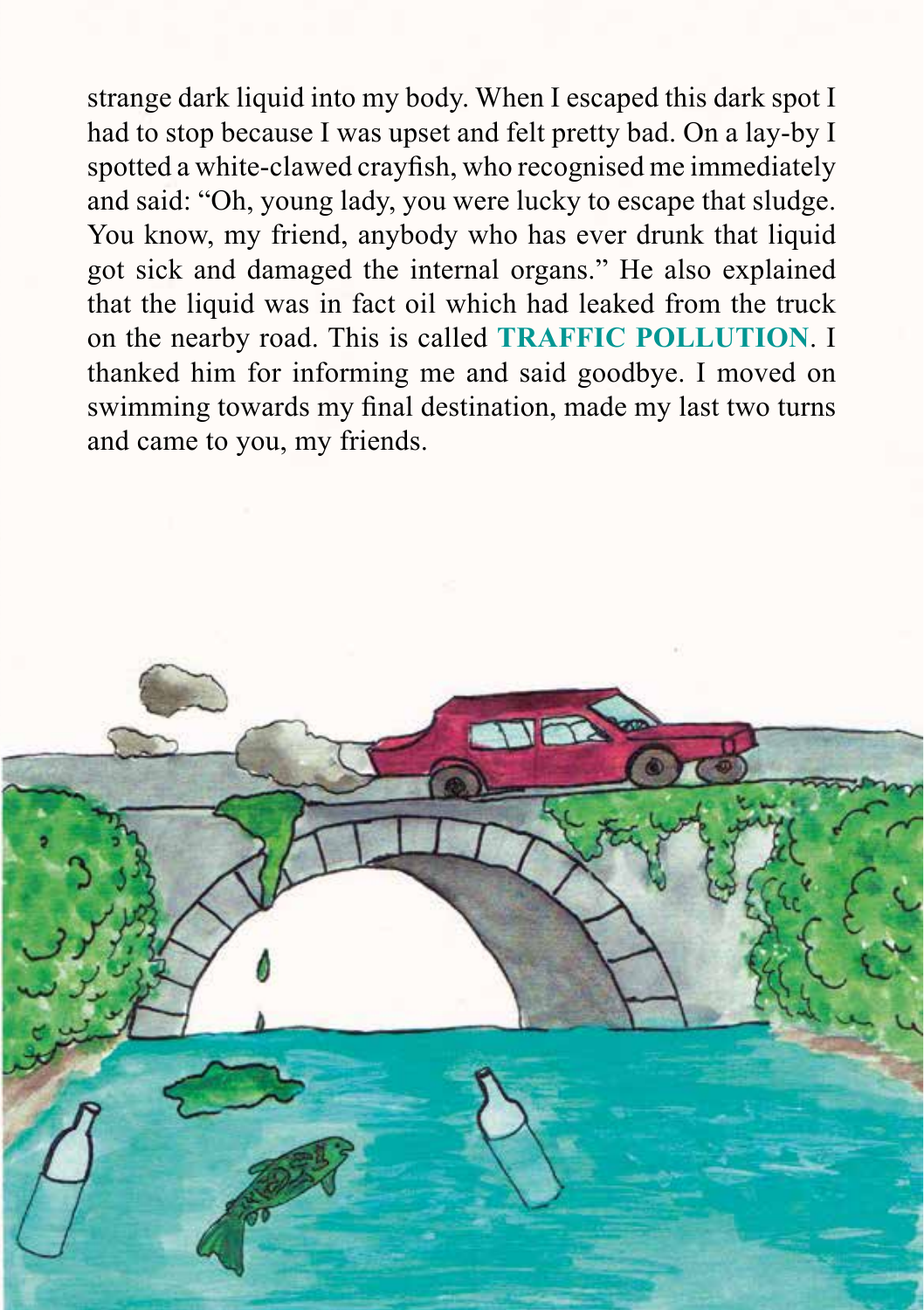strange dark liquid into my body. When I escaped this dark spot I had to stop because I was upset and felt pretty bad. On a lay-by I spotted a white-clawed crayfish, who recognised me immediately and said: "Oh, young lady, you were lucky to escape that sludge. You know, my friend, anybody who has ever drunk that liquid got sick and damaged the internal organs." He also explained that the liquid was in fact oil which had leaked from the truck on the nearby road. This is called **TRAFFIC POLLUTION**. I thanked him for informing me and said goodbye. I moved on swimming towards my final destination, made my last two turns and came to you, my friends.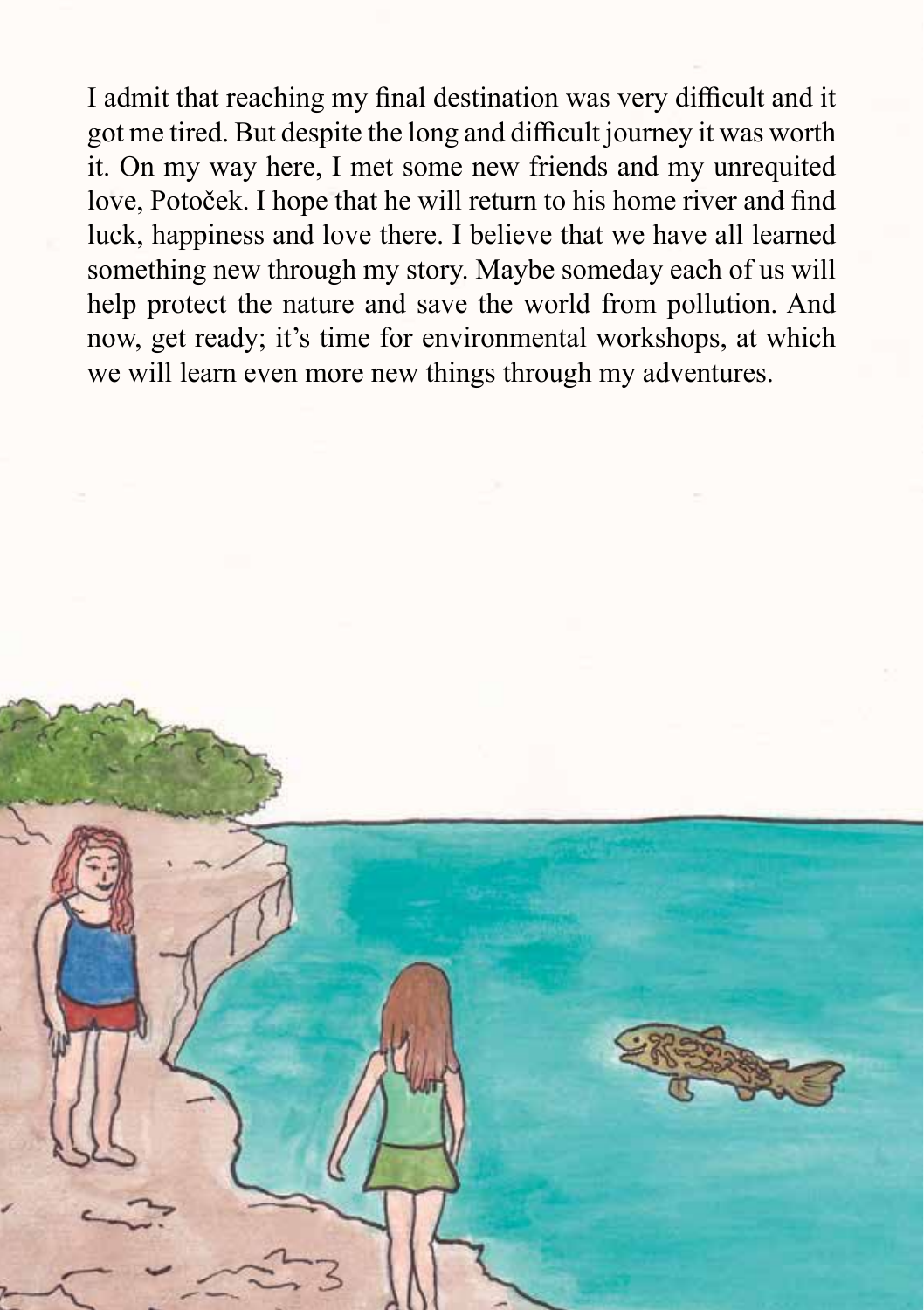I admit that reaching my final destination was very difficult and it got me tired. But despite the long and difficult journey it was worth it. On my way here, I met some new friends and my unrequited love, Potoček. I hope that he will return to his home river and find luck, happiness and love there. I believe that we have all learned something new through my story. Maybe someday each of us will help protect the nature and save the world from pollution. And now, get ready; it's time for environmental workshops, at which we will learn even more new things through my adventures.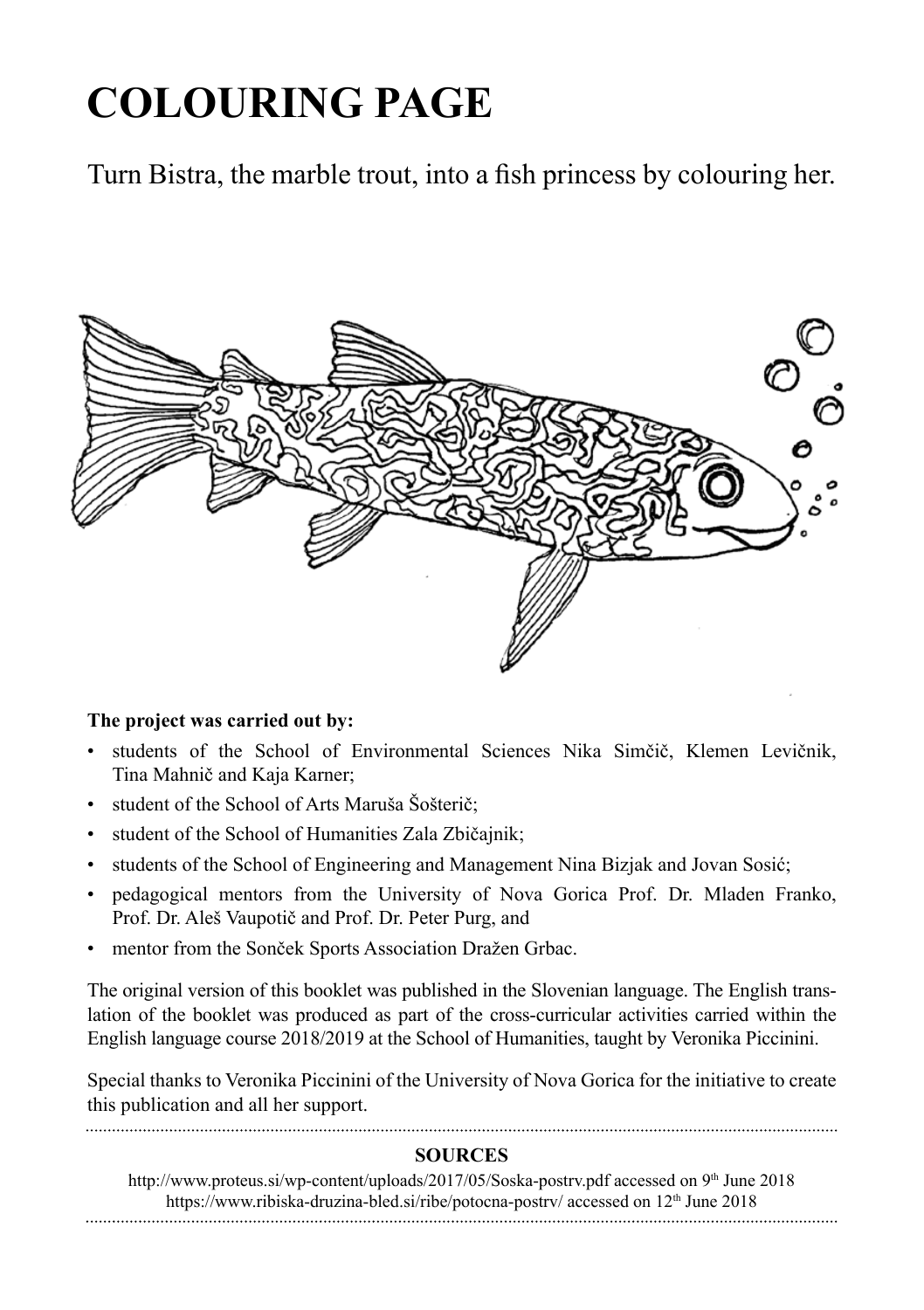# COLOURING PAGE

Turn Bistra, the marble trout, into a fish princess by colouring her.

**The project was carried out by:**

- students of the School of Environmental Sciences Nika Simčič, Klemen Levičnik, Tina Mahnič and Kaja Karner;
- student of the School of Arts Maruša Šošterič;
- student of the School of Humanities Zala Zbičajnik;
- students of the School of Engineering and Management Nina Bizjak and Jovan Sosić;
- pedagogical mentors from the University of Nova Gorica Prof. Dr. Mladen Franko, Prof. Dr. Aleš Vaupotič and Prof. Dr. Peter Purg, and
- mentor from the Sonček Sports Association Dražen Grbac.

The original version of this booklet was published in the Slovenian language. The English translation of the booklet was produced as part of the cross-curricular activities carried within the English language course 2018/2019 at the School of Humanities, taught by Veronika Piccinini.

Special thanks to Veronika Piccinini of the University of Nova Gorica for the initiative to create this publication and all her support.

**SOURCES**

http://www.proteus.si/wp-content/uploads/2017/05/Soska-postrv.pdf accessed on 9th June 2018
https://www.ribiska-druzina-bled.si/ribe/potocna-postrv/ accessed on 12th June 2018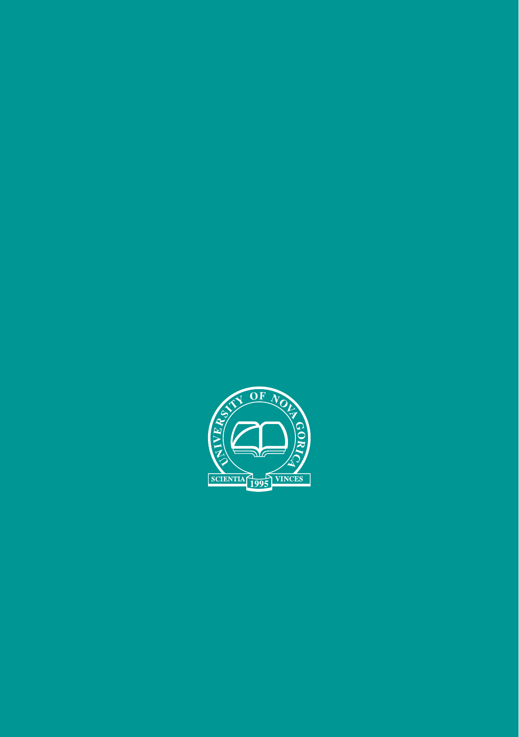UNIVERSITY OF NOVA GORICA

SCIENTIA 1995 VINCES